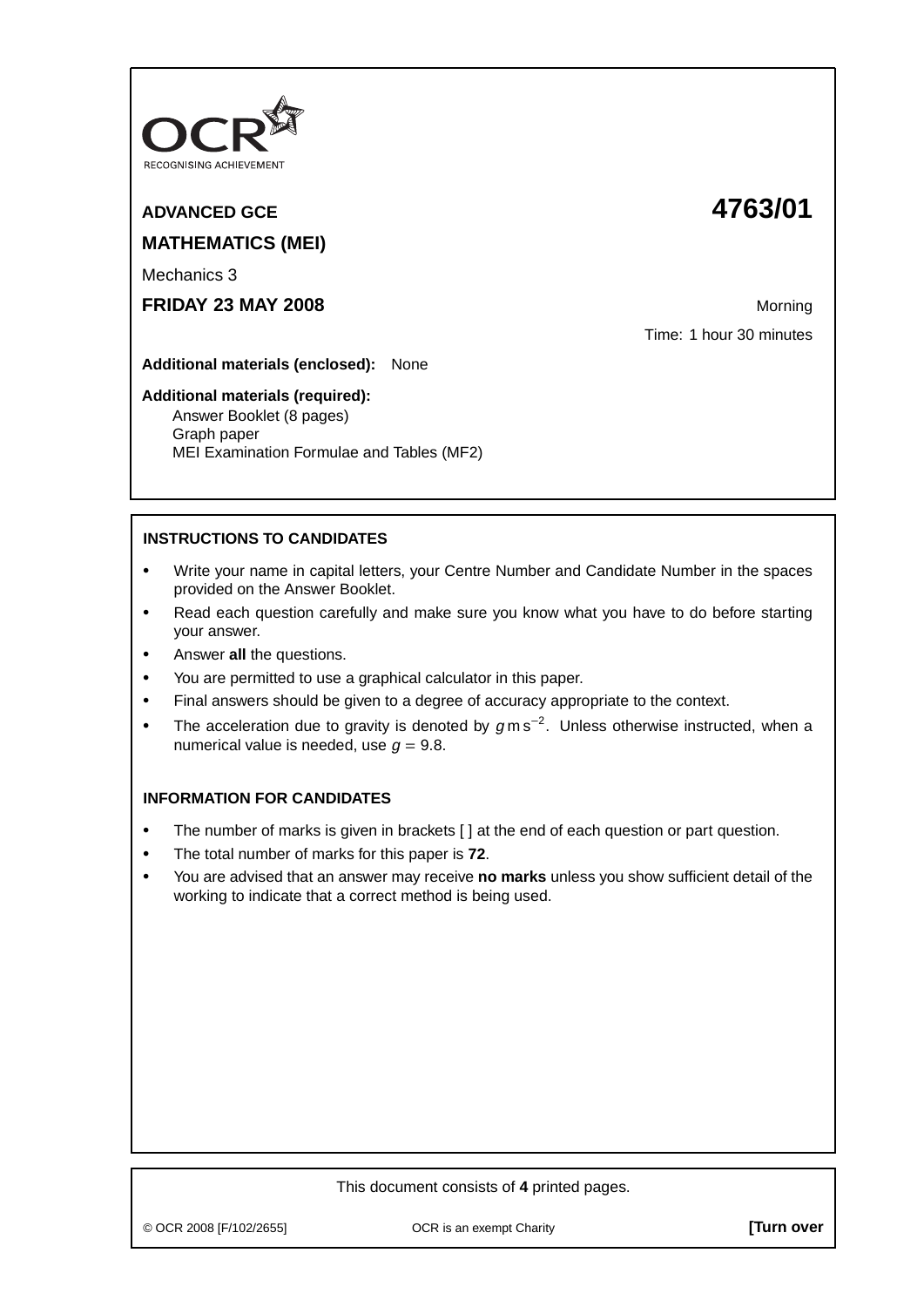**ADVANCED GCE** **4763/01**

**MATHEMATICS (MEI)**

Mechanics 3

**FRIDAY 23 MAY 2008** Morning

Time: 1 hour 30 minutes

**Additional materials (enclosed):** None

**Additional materials (required):**
Answer Booklet (8 pages)
Graph paper
MEI Examination Formulae and Tables (MF2)

**INSTRUCTIONS TO CANDIDATES**

- Write your name in capital letters, your Centre Number and Candidate Number in the spaces provided on the Answer Booklet.
- Read each question carefully and make sure you know what you have to do before starting your answer.
- Answer **all** the questions.
- You are permitted to use a graphical calculator in this paper.
- Final answers should be given to a degree of accuracy appropriate to the context.
- The acceleration due to gravity is denoted by $g\,\text{m}\,\text{s}^{-2}$. Unless otherwise instructed, when a numerical value is needed, use $g = 9.8$.

**INFORMATION FOR CANDIDATES**

- The number of marks is given in brackets [ ] at the end of each question or part question.
- The total number of marks for this paper is **72**.
- You are advised that an answer may receive **no marks** unless you show sufficient detail of the working to indicate that a correct method is being used.

This document consists of **4** printed pages.

© OCR 2008 [F/102/2655] OCR is an exempt Charity **[Turn over**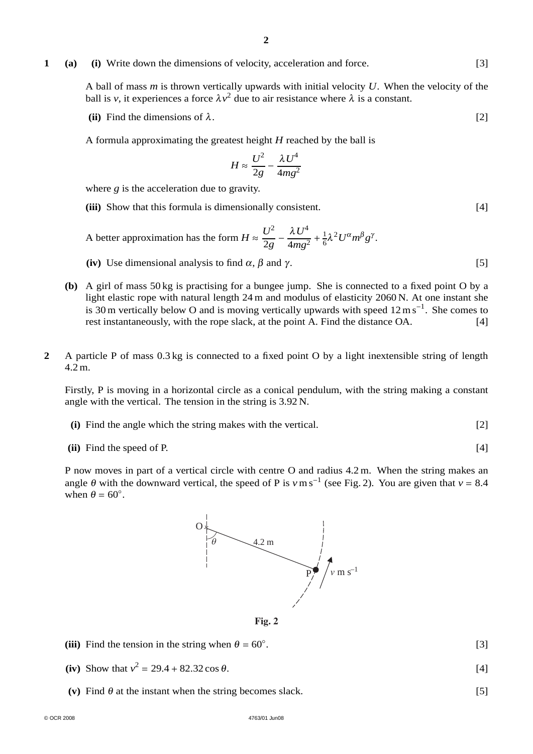**1** **(a)** **(i)** Write down the dimensions of velocity, acceleration and force. [3]

A ball of mass $m$ is thrown vertically upwards with initial velocity $U$. When the velocity of the ball is $v$, it experiences a force $\lambda v^2$ due to air resistance where $\lambda$ is a constant.

**(ii)** Find the dimensions of $\lambda$. [2]

A formula approximating the greatest height $H$ reached by the ball is

$$H \approx \frac{U^2}{2g} - \frac{\lambda U^4}{4mg^2}$$

where $g$ is the acceleration due to gravity.

**(iii)** Show that this formula is dimensionally consistent. [4]

A better approximation has the form $H \approx \dfrac{U^2}{2g} - \dfrac{\lambda U^4}{4mg^2} + \frac{1}{6}\lambda^2 U^\alpha m^\beta g^\gamma$.

**(iv)** Use dimensional analysis to find $\alpha$, $\beta$ and $\gamma$. [5]

**(b)** A girl of mass 50 kg is practising for a bungee jump. She is connected to a fixed point O by a light elastic rope with natural length 24 m and modulus of elasticity 2060 N. At one instant she is 30 m vertically below O and is moving vertically upwards with speed $12\,\text{m}\,\text{s}^{-1}$. She comes to rest instantaneously, with the rope slack, at the point A. Find the distance OA. [4]

**2** A particle P of mass 0.3 kg is connected to a fixed point O by a light inextensible string of length 4.2 m.

Firstly, P is moving in a horizontal circle as a conical pendulum, with the string making a constant angle with the vertical. The tension in the string is 3.92 N.

**(i)** Find the angle which the string makes with the vertical. [2]

**(ii)** Find the speed of P. [4]

P now moves in part of a vertical circle with centre O and radius 4.2 m. When the string makes an angle $\theta$ with the downward vertical, the speed of P is $v\,\text{m}\,\text{s}^{-1}$ (see Fig. 2). You are given that $v = 8.4$ when $\theta = 60°$.

O

$\theta$

4.2 m

P

$v\,\text{m}\,\text{s}^{-1}$

**Fig. 2**

**(iii)** Find the tension in the string when $\theta = 60°$. [3]

**(iv)** Show that $v^2 = 29.4 + 82.32\cos\theta$. [4]

**(v)** Find $\theta$ at the instant when the string becomes slack. [5]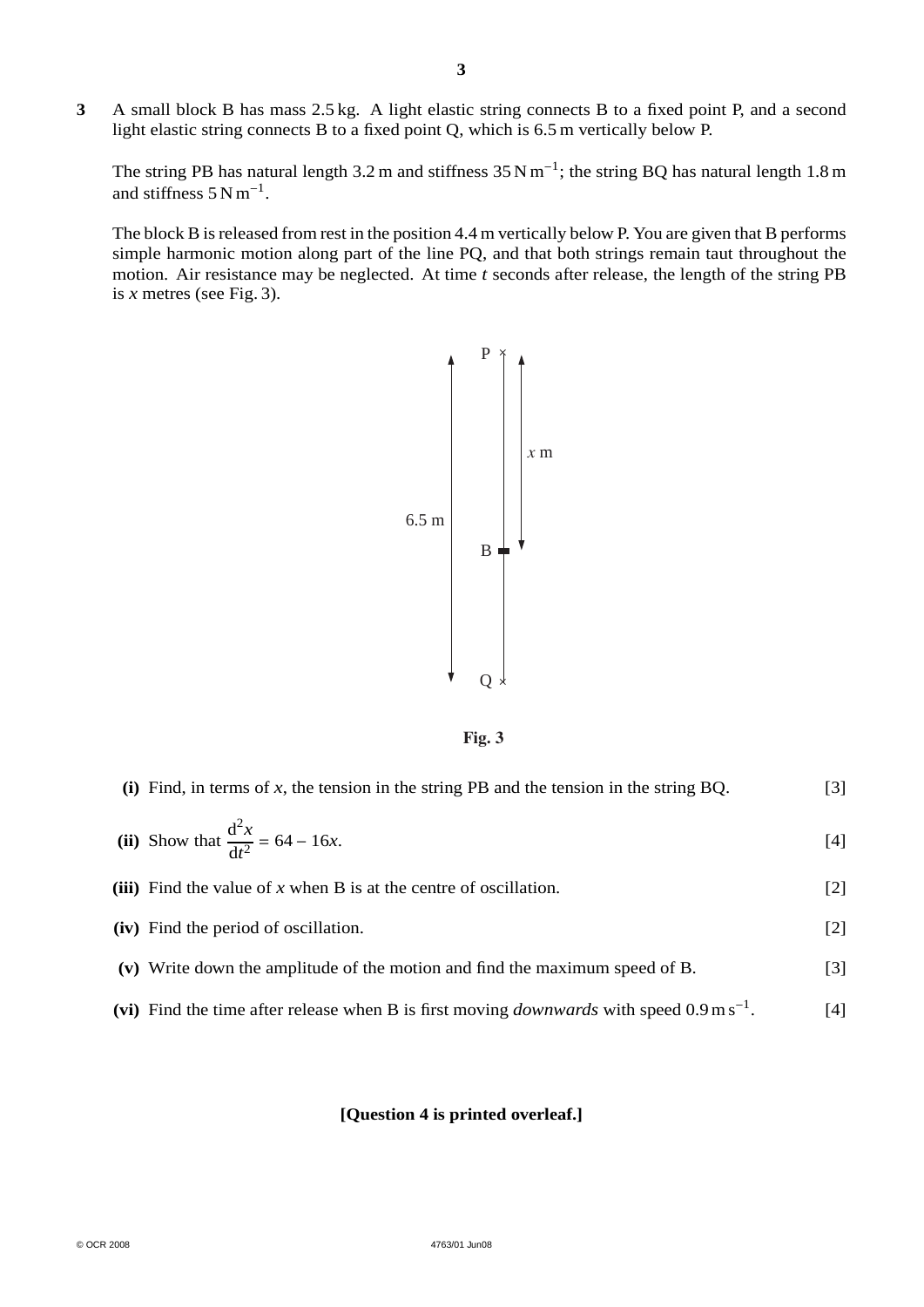**3** A small block B has mass 2.5 kg. A light elastic string connects B to a fixed point P, and a second light elastic string connects B to a fixed point Q, which is 6.5 m vertically below P.

The string PB has natural length 3.2 m and stiffness $35\,\text{N}\,\text{m}^{-1}$; the string BQ has natural length 1.8 m and stiffness $5\,\text{N}\,\text{m}^{-1}$.

The block B is released from rest in the position 4.4 m vertically below P. You are given that B performs simple harmonic motion along part of the line PQ, and that both strings remain taut throughout the motion. Air resistance may be neglected. At time $t$ seconds after release, the length of the string PB is $x$ metres (see Fig. 3).

P

$x$ m

6.5 m

B

Q

**Fig. 3**

**(i)** Find, in terms of $x$, the tension in the string PB and the tension in the string BQ. [3]

**(ii)** Show that $\dfrac{\mathrm{d}^2x}{\mathrm{d}t^2} = 64 - 16x$. [4]

**(iii)** Find the value of $x$ when B is at the centre of oscillation. [2]

**(iv)** Find the period of oscillation. [2]

**(v)** Write down the amplitude of the motion and find the maximum speed of B. [3]

**(vi)** Find the time after release when B is first moving *downwards* with speed $0.9\,\text{m}\,\text{s}^{-1}$. [4]

**[Question 4 is printed overleaf.]**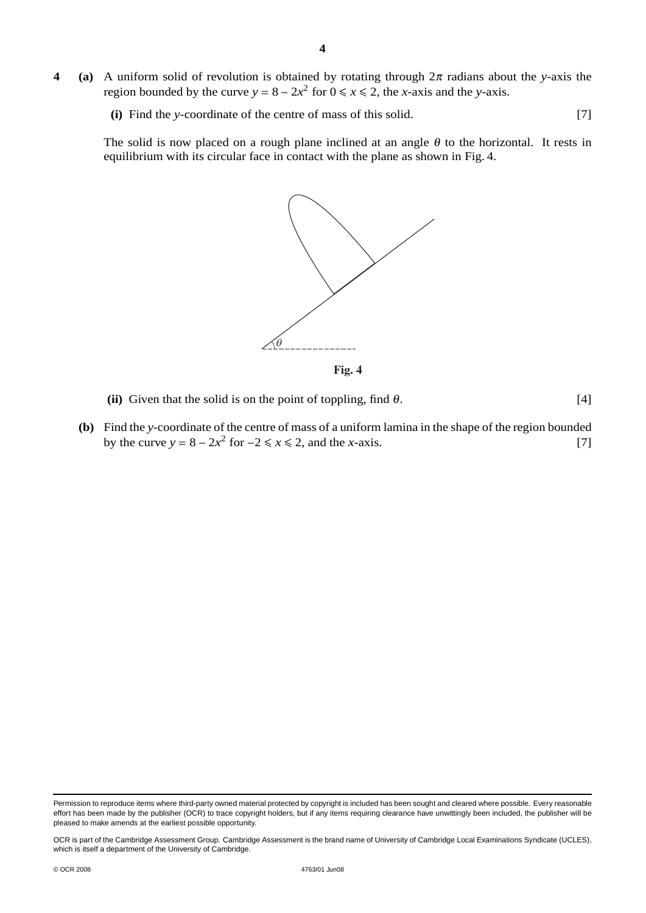**4** **(a)** A uniform solid of revolution is obtained by rotating through $2\pi$ radians about the $y$-axis the region bounded by the curve $y = 8 - 2x^2$ for $0 \leqslant x \leqslant 2$, the $x$-axis and the $y$-axis.

**(i)** Find the $y$-coordinate of the centre of mass of this solid. [7]

The solid is now placed on a rough plane inclined at an angle $\theta$ to the horizontal. It rests in equilibrium with its circular face in contact with the plane as shown in Fig. 4.

$\theta$

**Fig. 4**

**(ii)** Given that the solid is on the point of toppling, find $\theta$. [4]

**(b)** Find the $y$-coordinate of the centre of mass of a uniform lamina in the shape of the region bounded by the curve $y = 8 - 2x^2$ for $-2 \leqslant x \leqslant 2$, and the $x$-axis. [7]

Permission to reproduce items where third-party owned material protected by copyright is included has been sought and cleared where possible. Every reasonable effort has been made by the publisher (OCR) to trace copyright holders, but if any items requiring clearance have unwittingly been included, the publisher will be pleased to make amends at the earliest possible opportunity.

OCR is part of the Cambridge Assessment Group. Cambridge Assessment is the brand name of University of Cambridge Local Examinations Syndicate (UCLES), which is itself a department of the University of Cambridge.